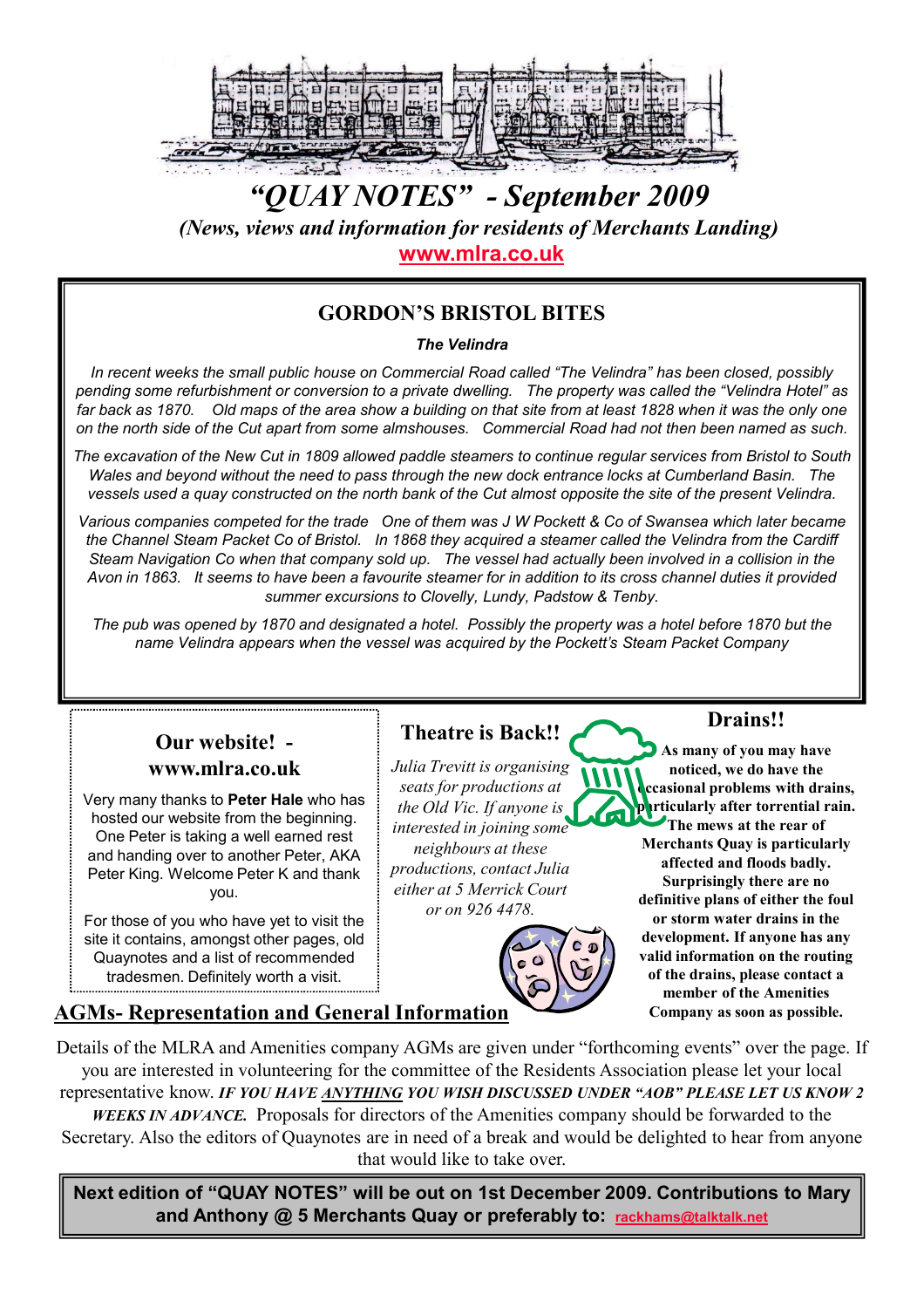# "QUAY NOTES" - September 2009

*(News, views and information for residents of Merchants Landing)*

**www.mlra.co.uk**

## GORDON'S BRISTOL BITES

***The Velindra***

*In recent weeks the small public house on Commercial Road called "The Velindra" has been closed, possibly pending some refurbishment or conversion to a private dwelling. The property was called the "Velindra Hotel" as far back as 1870. Old maps of the area show a building on that site from at least 1828 when it was the only one on the north side of the Cut apart from some almshouses. Commercial Road had not then been named as such.*

*The excavation of the New Cut in 1809 allowed paddle steamers to continue regular services from Bristol to South Wales and beyond without the need to pass through the new dock entrance locks at Cumberland Basin. The vessels used a quay constructed on the north bank of the Cut almost opposite the site of the present Velindra.*

*Various companies competed for the trade One of them was J W Pockett & Co of Swansea which later became the Channel Steam Packet Co of Bristol. In 1868 they acquired a steamer called the Velindra from the Cardiff Steam Navigation Co when that company sold up. The vessel had actually been involved in a collision in the Avon in 1863. It seems to have been a favourite steamer for in addition to its cross channel duties it provided summer excursions to Clovelly, Lundy, Padstow & Tenby.*

*The pub was opened by 1870 and designated a hotel. Possibly the property was a hotel before 1870 but the name Velindra appears when the vessel was acquired by the Pockett's Steam Packet Company*

## Our website! - www.mlra.co.uk

Very many thanks to **Peter Hale** who has hosted our website from the beginning. One Peter is taking a well earned rest and handing over to another Peter, AKA Peter King. Welcome Peter K and thank you.

For those of you who have yet to visit the site it contains, amongst other pages, old Quaynotes and a list of recommended tradesmen. Definitely worth a visit.

## Theatre is Back!!

*Julia Trevitt is organising seats for productions at the Old Vic. If anyone is interested in joining some neighbours at these productions, contact Julia either at 5 Merrick Court or on 926 4478.*

## Drains!!

**As many of you may have noticed, we do have the occasional problems with drains, particularly after torrential rain. The mews at the rear of Merchants Quay is particularly affected and floods badly. Surprisingly there are no definitive plans of either the foul or storm water drains in the development. If anyone has any valid information on the routing of the drains, please contact a member of the Amenities Company as soon as possible.**

## AGMs- Representation and General Information

Details of the MLRA and Amenities company AGMs are given under "forthcoming events" over the page. If you are interested in volunteering for the committee of the Residents Association please let your local representative know. ***IF YOU HAVE ANYTHING YOU WISH DISCUSSED UNDER "AOB" PLEASE LET US KNOW 2 WEEKS IN ADVANCE.*** Proposals for directors of the Amenities company should be forwarded to the Secretary. Also the editors of Quaynotes are in need of a break and would be delighted to hear from anyone that would like to take over.

**Next edition of "QUAY NOTES" will be out on 1st December 2009. Contributions to Mary and Anthony @ 5 Merchants Quay or preferably to: rackhams@talktalk.net**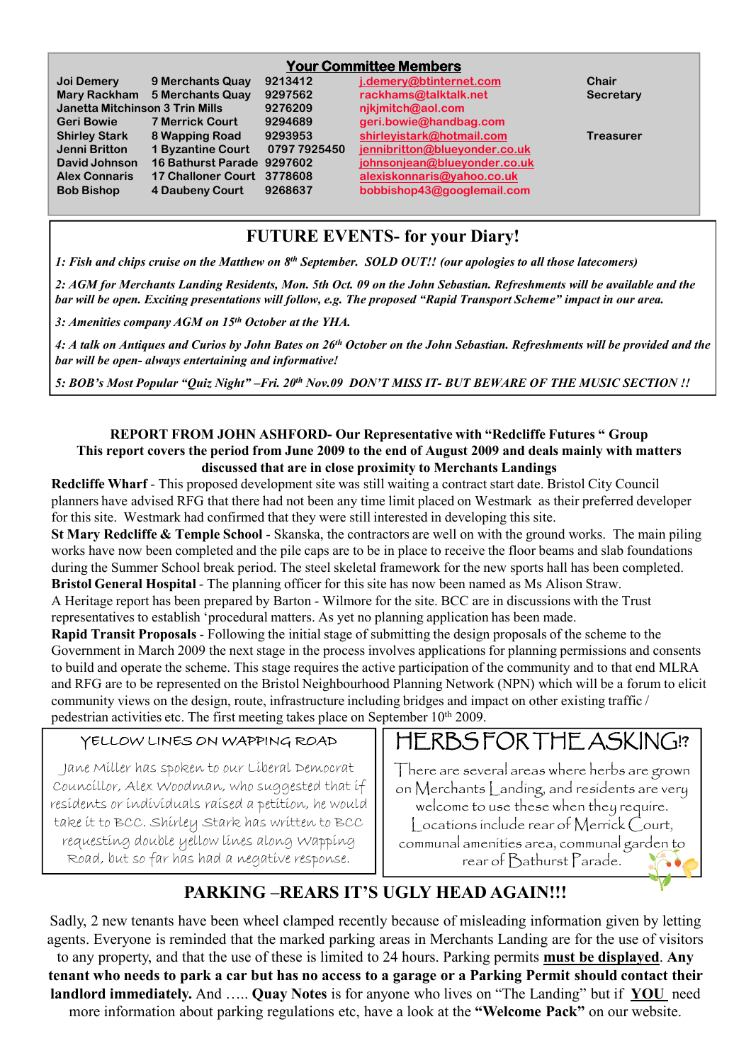## Your Committee Members

| | | | | |
|---|---|---|---|---|
| Joi Demery | 9 Merchants Quay | 9213412 | j.demery@btinternet.com | Chair |
| Mary Rackham | 5 Merchants Quay | 9297562 | rackhams@talktalk.net | Secretary |
| Janetta Mitchinson | 3 Trin Mills | 9276209 | njkjmitch@aol.com | |
| Geri Bowie | 7 Merrick Court | 9294689 | geri.bowie@handbag.com | |
| Shirley Stark | 8 Wapping Road | 9293953 | shirleyistark@hotmail.com | Treasurer |
| Jenni Britton | 1 Byzantine Court | 0797 7925450 | jennibritton@blueyonder.co.uk | |
| David Johnson | 16 Bathurst Parade | 9297602 | johnsonjean@blueyonder.co.uk | |
| Alex Connaris | 17 Challoner Court | 3778608 | alexiskonnaris@yahoo.co.uk | |
| Bob Bishop | 4 Daubeny Court | 9268637 | bobbishop43@googlemail.com | |

## FUTURE EVENTS- for your Diary!

*1: Fish and chips cruise on the Matthew on 8th September. SOLD OUT!! (our apologies to all those latecomers)*

*2: AGM for Merchants Landing Residents, Mon. 5th Oct. 09 on the John Sebastian. Refreshments will be available and the bar will be open. Exciting presentations will follow, e.g. The proposed "Rapid Transport Scheme" impact in our area.*

*3: Amenities company AGM on 15th October at the YHA.*

*4: A talk on Antiques and Curios by John Bates on 26th October on the John Sebastian. Refreshments will be provided and the bar will be open- always entertaining and informative!*

*5: BOB's Most Popular "Quiz Night" –Fri. 20th Nov.09 DON'T MISS IT- BUT BEWARE OF THE MUSIC SECTION !!*

### REPORT FROM JOHN ASHFORD- Our Representative with "Redcliffe Futures " Group

**This report covers the period from June 2009 to the end of August 2009 and deals mainly with matters discussed that are in close proximity to Merchants Landings**

**Redcliffe Wharf** - This proposed development site was still waiting a contract start date. Bristol City Council planners have advised RFG that there had not been any time limit placed on Westmark as their preferred developer for this site. Westmark had confirmed that they were still interested in developing this site.

**St Mary Redcliffe & Temple School** - Skanska, the contractors are well on with the ground works. The main piling works have now been completed and the pile caps are to be in place to receive the floor beams and slab foundations during the Summer School break period. The steel skeletal framework for the new sports hall has been completed.

**Bristol General Hospital** - The planning officer for this site has now been named as Ms Alison Straw.
A Heritage report has been prepared by Barton - Wilmore for the site. BCC are in discussions with the Trust representatives to establish 'procedural matters. As yet no planning application has been made.

**Rapid Transit Proposals** - Following the initial stage of submitting the design proposals of the scheme to the Government in March 2009 the next stage in the process involves applications for planning permissions and consents to build and operate the scheme. This stage requires the active participation of the community and to that end MLRA and RFG are to be represented on the Bristol Neighbourhood Planning Network (NPN) which will be a forum to elicit community views on the design, route, infrastructure including bridges and impact on other existing traffic / pedestrian activities etc. The first meeting takes place on September 10th 2009.

### YELLOW LINES ON WAPPING ROAD

Jane Miller has spoken to our Liberal Democrat Councillor, Alex Woodman, who suggested that if residents or individuals raised a petition, he would take it to BCC. Shirley Stark has written to BCC requesting double yellow lines along Wapping Road, but so far has had a negative response.

### HERBS FOR THE ASKING!?

There are several areas where herbs are grown on Merchants Landing, and residents are very welcome to use these when they require. Locations include rear of Merrick Court, communal amenities area, communal garden to rear of Bathurst Parade.

## PARKING –REARS IT'S UGLY HEAD AGAIN!!!

Sadly, 2 new tenants have been wheel clamped recently because of misleading information given by letting agents. Everyone is reminded that the marked parking areas in Merchants Landing are for the use of visitors to any property, and that the use of these is limited to 24 hours. Parking permits **must be displayed**. **Any tenant who needs to park a car but has no access to a garage or a Parking Permit should contact their landlord immediately.** And ….. **Quay Notes** is for anyone who lives on "The Landing" but if **YOU** need more information about parking regulations etc, have a look at the **"Welcome Pack"** on our website.